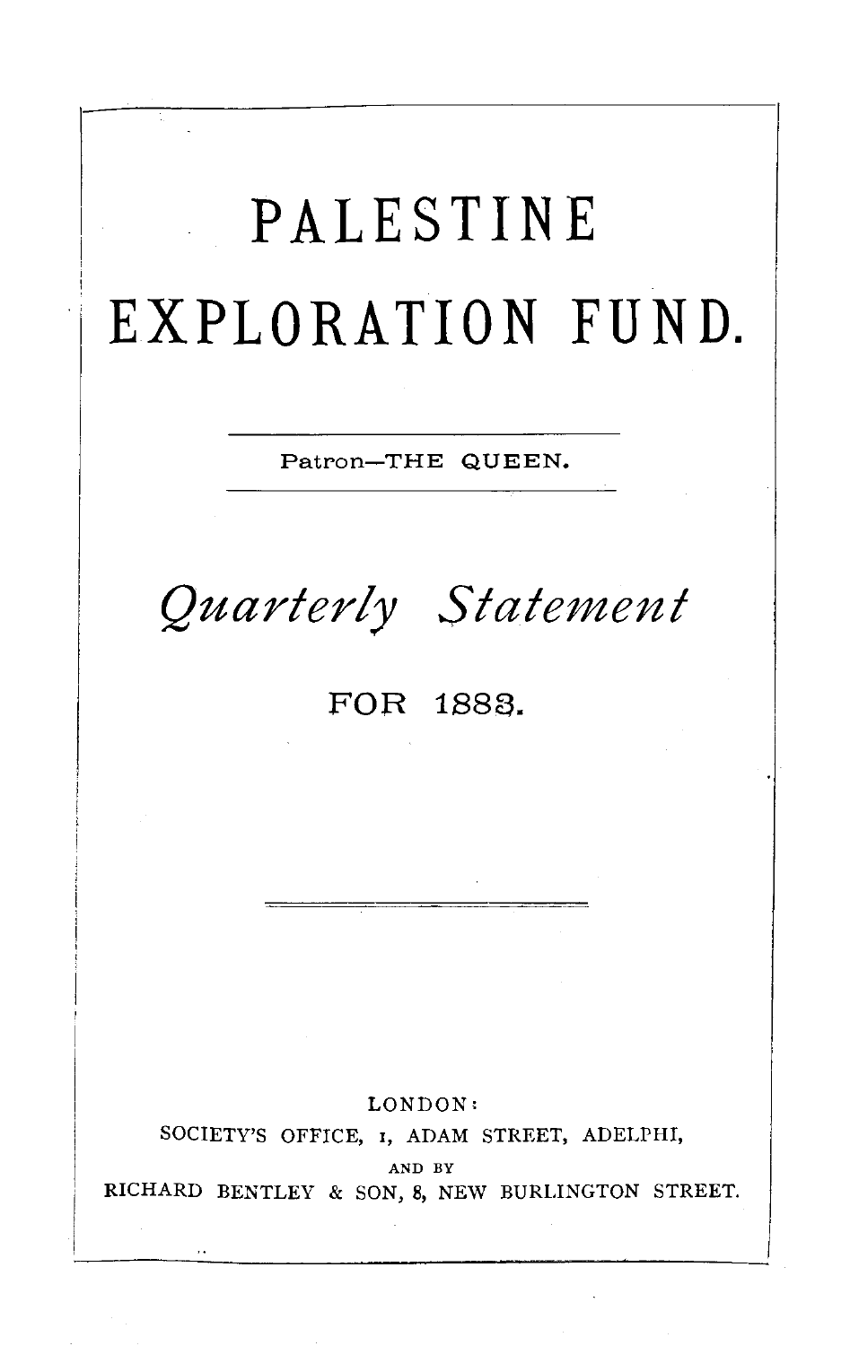# PALESTINE EXPLORATION FUND.

Patron—THE QUEEN.

## *Quarterly Statement*

FOR 1883.

LONDON:
SOCIETY'S OFFICE, 1, ADAM STREET, ADELPHI,
AND BY
RICHARD BENTLEY & SON, 8, NEW BURLINGTON STREET.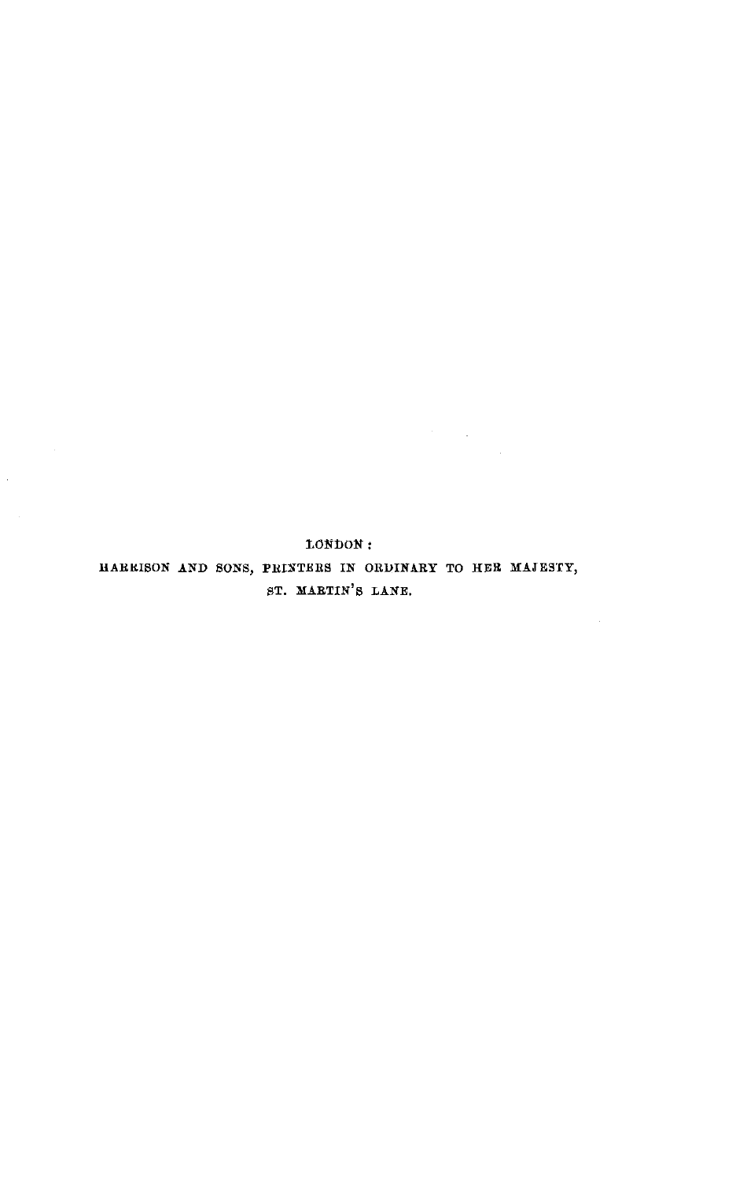LONDON:

HARRISON AND SONS, PRINTERS IN ORDINARY TO HER MAJESTY,

ST. MARTIN'S LANE.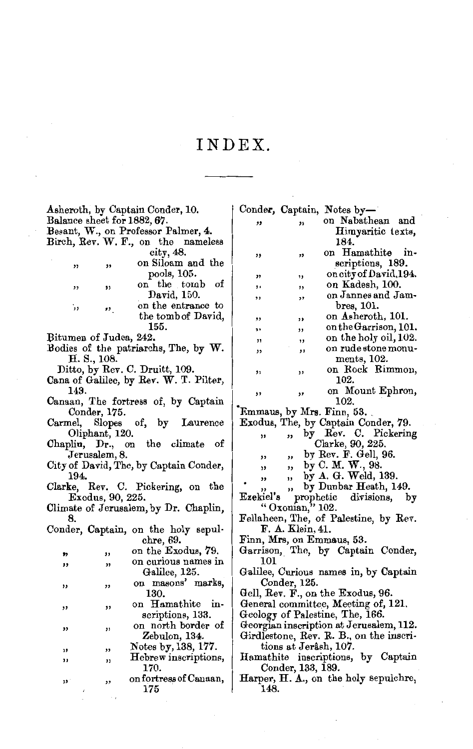# INDEX.

Asheroth, by Captain Conder, 10.
Balance sheet for 1882, 67.
Besant, W., on Professor Palmer, 4.
Birch, Rev. W. F., on the nameless city, 48.
 ,, ,, on Siloam and the pools, 105.
 ,, ,, on the tomb of David, 150.
 ,, ,, on the entrance to the tomb of David, 155.
Bitumen of Judea, 242.
Bodies of the patriarchs, The, by W. H. S., 108.
 Ditto, by Rev. C. Druitt, 109.
Cana of Galilee, by Rev. W. T. Pilter, 143.
Canaan, The fortress of, by Captain Conder, 175.
Carmel, Slopes of, by Laurence Oliphant, 120.
Chaplin, Dr., on the climate of Jerusalem, 8.
City of David, The, by Captain Conder, 194.
Clarke, Rev. C. Pickering, on the Exodus, 90, 225.
Climate of Jerusalem, by Dr. Chaplin, 8.
Conder, Captain, on the holy sepulchre, 69.
 ,, ,, on the Exodus, 79.
 ,, ,, on curious names in Galilee, 125.
 ,, ,, on masons' marks, 130.
 ,, ,, on Hamathite inscriptions, 133.
 ,, ,, on north border of Zebulon, 134.
 ,, ,, Notes by, 138, 177.
 ,, ,, Hebrew inscriptions, 170.
 ,, ,, on fortress of Canaan, 175
Conder, Captain, Notes by—
 ,, ,, on Nabathean and Himyaritic texts, 184.
 ,, ,, on Hamathite inscriptions, 189.
 ,, ,, on city of David, 194.
 ,, ,, on Kadesh, 100.
 ,, ,, on Jannes and Jambres, 101.
 ,, ,, on Asheroth, 101.
 ,, ,, on the Garrison, 101.
 ,, ,, on the holy oil, 102.
 ,, ,, on rude stone monuments, 102.
 ,, ,, on Rock Rimmon, 102.
 ,, ,, on Mount Ephron, 102.
Emmaus, by Mrs. Finn, 53.
Exodus, The, by Captain Conder, 79.
 ,, ,, by Rev. C. Pickering Clarke, 90, 225.
 ,, ,, by Rev. F. Gell, 96.
 ,, ,, by C. M. W., 98.
 ,, ,, by A. G. Weld, 139.
 ,, ,, by Dunbar Heath, 149.
Ezekiel's prophetic divisions, by "Oxonian," 102.
Fellaheen, The, of Palestine, by Rev. F. A. Klein, 41.
Finn, Mrs, on Emmaus, 53.
Garrison, The, by Captain Conder, 101
Galilee, Curious names in, by Captain Conder, 125.
Gell, Rev. F., on the Exodus, 96.
General committee, Meeting of, 121.
Geology of Palestine, The, 166.
Georgian inscription at Jerusalem, 112.
Girdlestone, Rev. R. B., on the inscriptions at Jerâsh, 107.
Hamathite inscriptions, by Captain Conder, 133, 189.
Harper, H. A., on the holy sepulchre, 148.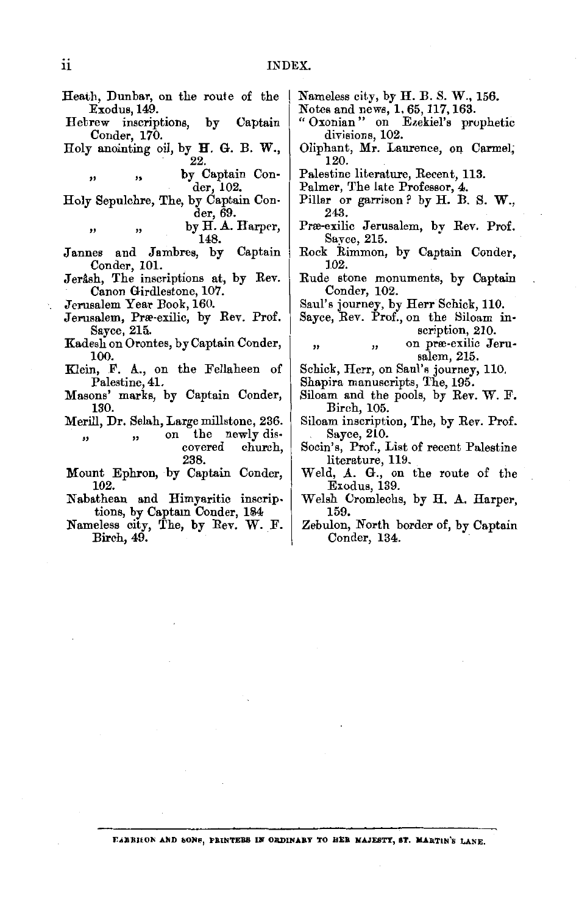# INDEX.

Heath, Dunbar, on the route of the Exodus, 149.

Hebrew inscriptions, by Captain Conder, 170.

Holy anointing oil, by H. G. B. W., 22.

" " by Captain Conder, 102.

Holy Sepulchre, The, by Captain Conder, 69.

" " by H. A. Harper, 148.

Jannes and Jambres, by Captain Conder, 101.

Jerâsh, The inscriptions at, by Rev. Canon Girdlestone, 107.

Jerusalem Year Book, 160.

Jerusalem, Præ-exilic, by Rev. Prof. Sayce, 215.

Kadesh on Orontes, by Captain Conder, 100.

Klein, F. A., on the Fellaheen of Palestine, 41.

Masons' marks, by Captain Conder, 130.

Merill, Dr. Selah, Large millstone, 236.

" " on the newly discovered church, 238.

Mount Ephron, by Captain Conder, 102.

Nabathean and Himyaritic inscriptions, by Captain Conder, 184

Nameless city, The, by Rev. W. F. Birch, 49.

Nameless city, by H. B. S. W., 156.

Notes and news, 1, 65, 117, 163.

"Oxonian" on Ezekiel's prophetic divisions, 102.

Oliphant, Mr. Laurence, on Carmel, 120.

Palestine literature, Recent, 113.

Palmer, The late Professor, 4.

Pillar or garrison? by H. B. S. W., 243.

Præ-exilic Jerusalem, by Rev. Prof. Sayce, 215.

Rock Rimmon, by Captain Conder, 102.

Rude stone monuments, by Captain Conder, 102.

Saul's journey, by Herr Schick, 110.

Sayce, Rev. Prof., on the Siloam inscription, 210.

" " on præ-exilic Jerusalem, 215.

Schick, Herr, on Saul's journey, 110.

Shapira manuscripts, The, 195.

Siloam and the pools, by Rev. W. F. Birch, 105.

Siloam inscription, The, by Rev. Prof. Sayce, 210.

Socin's, Prof., List of recent Palestine literature, 119.

Weld, A. G., on the route of the Exodus, 139.

Welsh Cromlechs, by H. A. Harper, 159.

Zebulon, North border of, by Captain Conder, 134.

HARRISON AND SONS, PRINTERS IN ORDINARY TO HER MAJESTY, ST. MARTIN'S LANE.